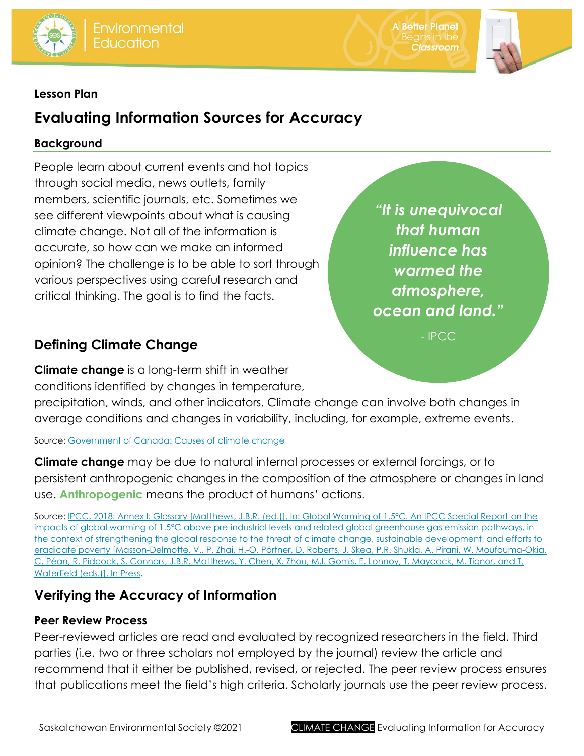**Lesson Plan**

# Evaluating Information Sources for Accuracy

## Background

People learn about current events and hot topics through social media, news outlets, family members, scientific journals, etc. Sometimes we see different viewpoints about what is causing climate change. Not all of the information is accurate, so how can we make an informed opinion? The challenge is to be able to sort through various perspectives using careful research and critical thinking. The goal is to find the facts.

> ***"It is unequivocal that human influence has warmed the atmosphere, ocean and land."***
>
> \- IPCC

## Defining Climate Change

**Climate change** is a long-term shift in weather conditions identified by changes in temperature, precipitation, winds, and other indicators. Climate change can involve both changes in average conditions and changes in variability, including, for example, extreme events.

Source: [Government of Canada: Causes of climate change]

**Climate change** may be due to natural internal processes or external forcings, or to persistent anthropogenic changes in the composition of the atmosphere or changes in land use. **Anthropogenic** means the product of humans' actions.

Source: [IPCC, 2018: Annex I: Glossary [Matthews, J.B.R. (ed.)]. In: Global Warming of 1.5°C. An IPCC Special Report on the impacts of global warming of 1.5°C above pre-industrial levels and related global greenhouse gas emission pathways, in the context of strengthening the global response to the threat of climate change, sustainable development, and efforts to eradicate poverty [Masson-Delmotte, V., P. Zhai, H.-O. Pörtner, D. Roberts, J. Skea, P.R. Shukla, A. Pirani, W. Moufouma-Okia, C. Péan, R. Pidcock, S. Connors, J.B.R. Matthews, Y. Chen, X. Zhou, M.I. Gomis, E. Lonnoy, T. Maycock, M. Tignor, and T. Waterfield (eds.)]. In Press].

## Verifying the Accuracy of Information

### Peer Review Process

Peer-reviewed articles are read and evaluated by recognized researchers in the field. Third parties (i.e. two or three scholars not employed by the journal) review the article and recommend that it either be published, revised, or rejected. The peer review process ensures that publications meet the field's high criteria. Scholarly journals use the peer review process.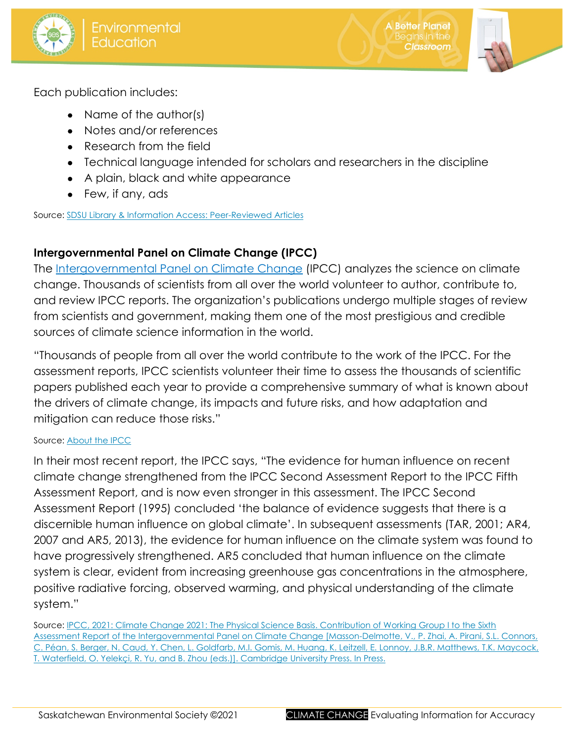Each publication includes:

- Name of the author(s)
- Notes and/or references
- Research from the field
- Technical language intended for scholars and researchers in the discipline
- A plain, black and white appearance
- Few, if any, ads

Source: [SDSU Library & Information Access: Peer-Reviewed Articles]

**Intergovernmental Panel on Climate Change (IPCC)**

The [Intergovernmental Panel on Climate Change] (IPCC) analyzes the science on climate change. Thousands of scientists from all over the world volunteer to author, contribute to, and review IPCC reports. The organization's publications undergo multiple stages of review from scientists and government, making them one of the most prestigious and credible sources of climate science information in the world.

"Thousands of people from all over the world contribute to the work of the IPCC. For the assessment reports, IPCC scientists volunteer their time to assess the thousands of scientific papers published each year to provide a comprehensive summary of what is known about the drivers of climate change, its impacts and future risks, and how adaptation and mitigation can reduce those risks."

Source: [About the IPCC]

In their most recent report, the IPCC says, "The evidence for human influence on recent climate change strengthened from the IPCC Second Assessment Report to the IPCC Fifth Assessment Report, and is now even stronger in this assessment. The IPCC Second Assessment Report (1995) concluded 'the balance of evidence suggests that there is a discernible human influence on global climate'. In subsequent assessments (TAR, 2001; AR4, 2007 and AR5, 2013), the evidence for human influence on the climate system was found to have progressively strengthened. AR5 concluded that human influence on the climate system is clear, evident from increasing greenhouse gas concentrations in the atmosphere, positive radiative forcing, observed warming, and physical understanding of the climate system."

Source: [IPCC, 2021: Climate Change 2021: The Physical Science Basis. Contribution of Working Group I to the Sixth Assessment Report of the Intergovernmental Panel on Climate Change [Masson-Delmotte, V., P. Zhai, A. Pirani, S.L. Connors, C. Péan, S. Berger, N. Caud, Y. Chen, L. Goldfarb, M.I. Gomis, M. Huang, K. Leitzell, E. Lonnoy, J.B.R. Matthews, T.K. Maycock, T. Waterfield, O. Yelekçi, R. Yu, and B. Zhou (eds.)]. Cambridge University Press. In Press.]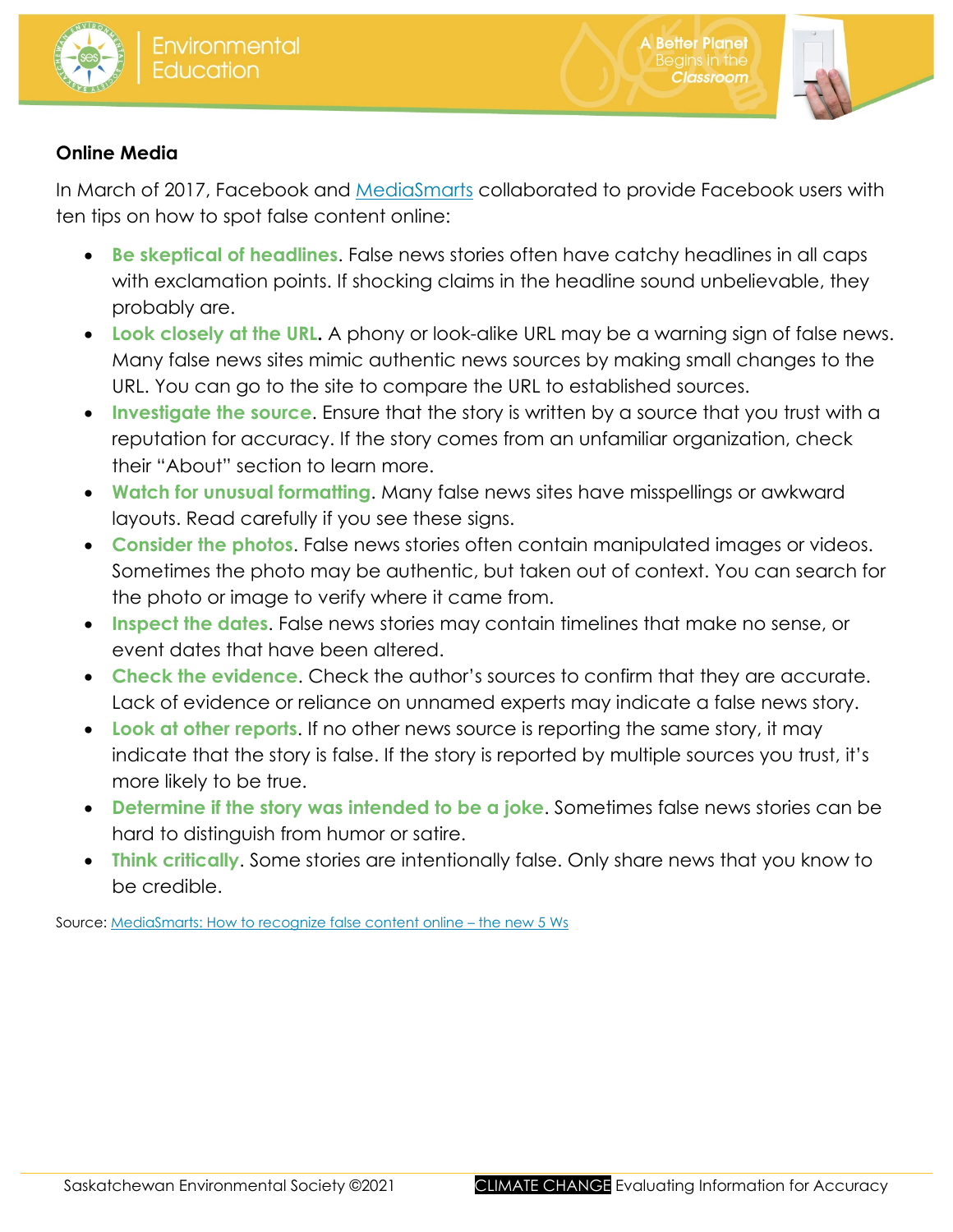**Online Media**

In March of 2017, Facebook and MediaSmarts collaborated to provide Facebook users with ten tips on how to spot false content online:

- **Be skeptical of headlines**. False news stories often have catchy headlines in all caps with exclamation points. If shocking claims in the headline sound unbelievable, they probably are.
- **Look closely at the URL.** A phony or look-alike URL may be a warning sign of false news. Many false news sites mimic authentic news sources by making small changes to the URL. You can go to the site to compare the URL to established sources.
- **Investigate the source**. Ensure that the story is written by a source that you trust with a reputation for accuracy. If the story comes from an unfamiliar organization, check their "About" section to learn more.
- **Watch for unusual formatting**. Many false news sites have misspellings or awkward layouts. Read carefully if you see these signs.
- **Consider the photos**. False news stories often contain manipulated images or videos. Sometimes the photo may be authentic, but taken out of context. You can search for the photo or image to verify where it came from.
- **Inspect the dates**. False news stories may contain timelines that make no sense, or event dates that have been altered.
- **Check the evidence**. Check the author's sources to confirm that they are accurate. Lack of evidence or reliance on unnamed experts may indicate a false news story.
- **Look at other reports**. If no other news source is reporting the same story, it may indicate that the story is false. If the story is reported by multiple sources you trust, it's more likely to be true.
- **Determine if the story was intended to be a joke**. Sometimes false news stories can be hard to distinguish from humor or satire.
- **Think critically**. Some stories are intentionally false. Only share news that you know to be credible.

Source: MediaSmarts: How to recognize false content online – the new 5 Ws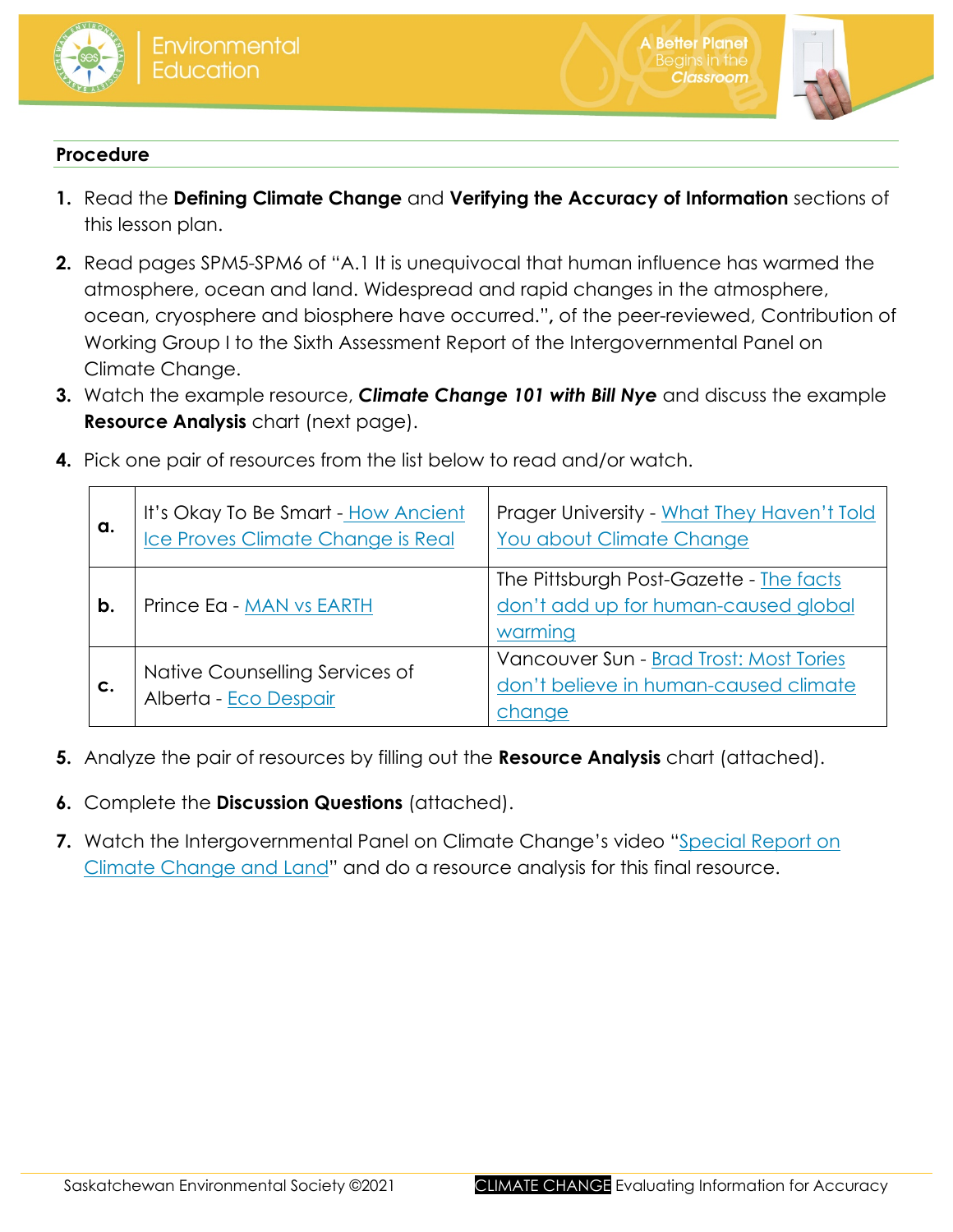## Procedure

1. Read the **Defining Climate Change** and **Verifying the Accuracy of Information** sections of this lesson plan.
2. Read pages SPM5-SPM6 of "A.1 It is unequivocal that human influence has warmed the atmosphere, ocean and land. Widespread and rapid changes in the atmosphere, ocean, cryosphere and biosphere have occurred.", of the peer-reviewed, Contribution of Working Group I to the Sixth Assessment Report of the Intergovernmental Panel on Climate Change.
3. Watch the example resource, ***Climate Change 101 with Bill Nye*** and discuss the example **Resource Analysis** chart (next page).
4. Pick one pair of resources from the list below to read and/or watch.

| | | |
|---|---|---|
| **a.** | It's Okay To Be Smart - How Ancient Ice Proves Climate Change is Real | Prager University - What They Haven't Told You about Climate Change |
| **b.** | Prince Ea - MAN vs EARTH | The Pittsburgh Post-Gazette - The facts don't add up for human-caused global warming |
| **c.** | Native Counselling Services of Alberta - Eco Despair | Vancouver Sun - Brad Trost: Most Tories don't believe in human-caused climate change |

5. Analyze the pair of resources by filling out the **Resource Analysis** chart (attached).
6. Complete the **Discussion Questions** (attached).
7. Watch the Intergovernmental Panel on Climate Change's video "Special Report on Climate Change and Land" and do a resource analysis for this final resource.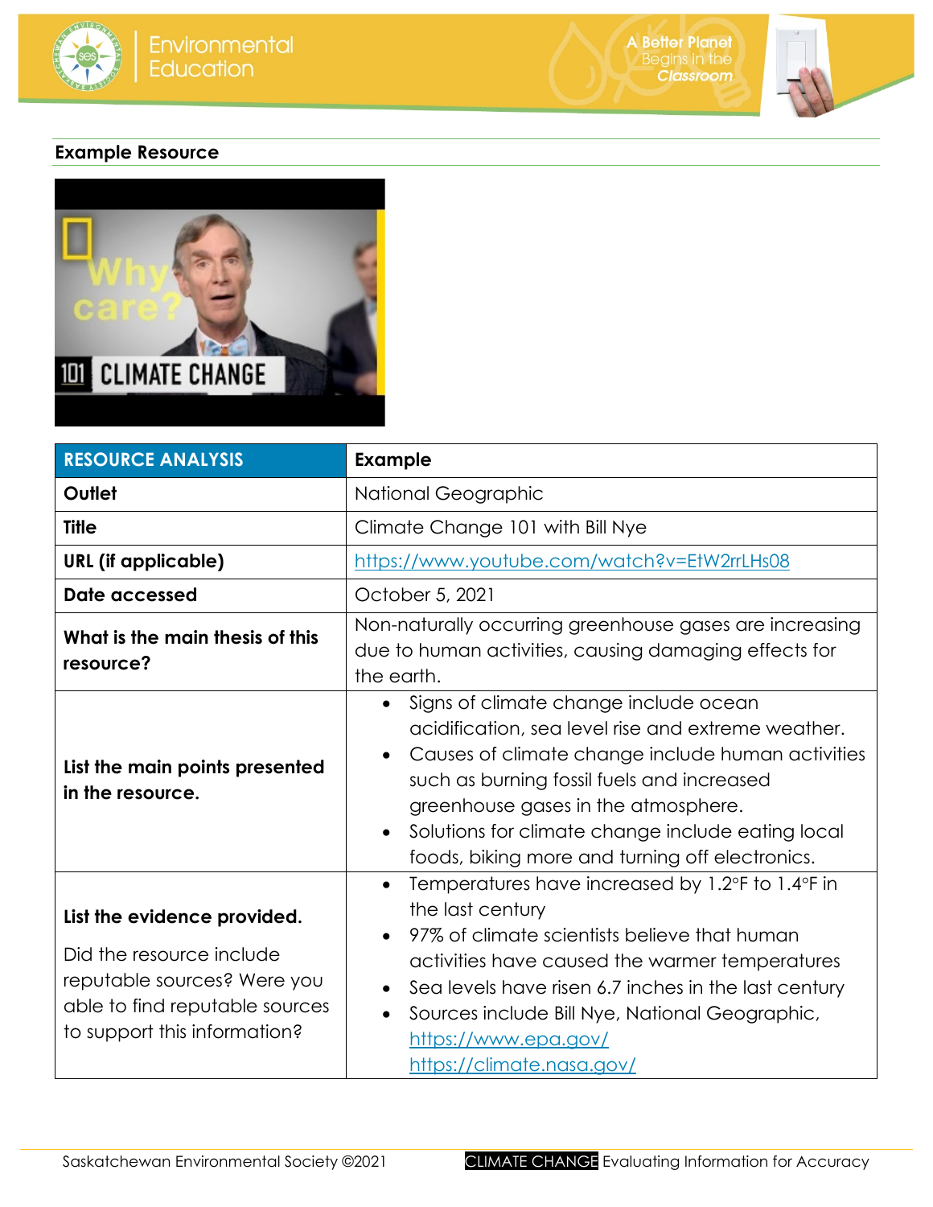## Example Resource

| RESOURCE ANALYSIS | Example |
| --- | --- |
| **Outlet** | National Geographic |
| **Title** | Climate Change 101 with Bill Nye |
| **URL (if applicable)** | https://www.youtube.com/watch?v=EtW2rrLHs08 |
| **Date accessed** | October 5, 2021 |
| **What is the main thesis of this resource?** | Non-naturally occurring greenhouse gases are increasing due to human activities, causing damaging effects for the earth. |
| **List the main points presented in the resource.** | • Signs of climate change include ocean acidification, sea level rise and extreme weather.<br>• Causes of climate change include human activities such as burning fossil fuels and increased greenhouse gases in the atmosphere.<br>• Solutions for climate change include eating local foods, biking more and turning off electronics. |
| **List the evidence provided.**<br><br>Did the resource include reputable sources? Were you able to find reputable sources to support this information? | • Temperatures have increased by 1.2°F to 1.4°F in the last century<br>• 97% of climate scientists believe that human activities have caused the warmer temperatures<br>• Sea levels have risen 6.7 inches in the last century<br>• Sources include Bill Nye, National Geographic, https://www.epa.gov/ https://climate.nasa.gov/ |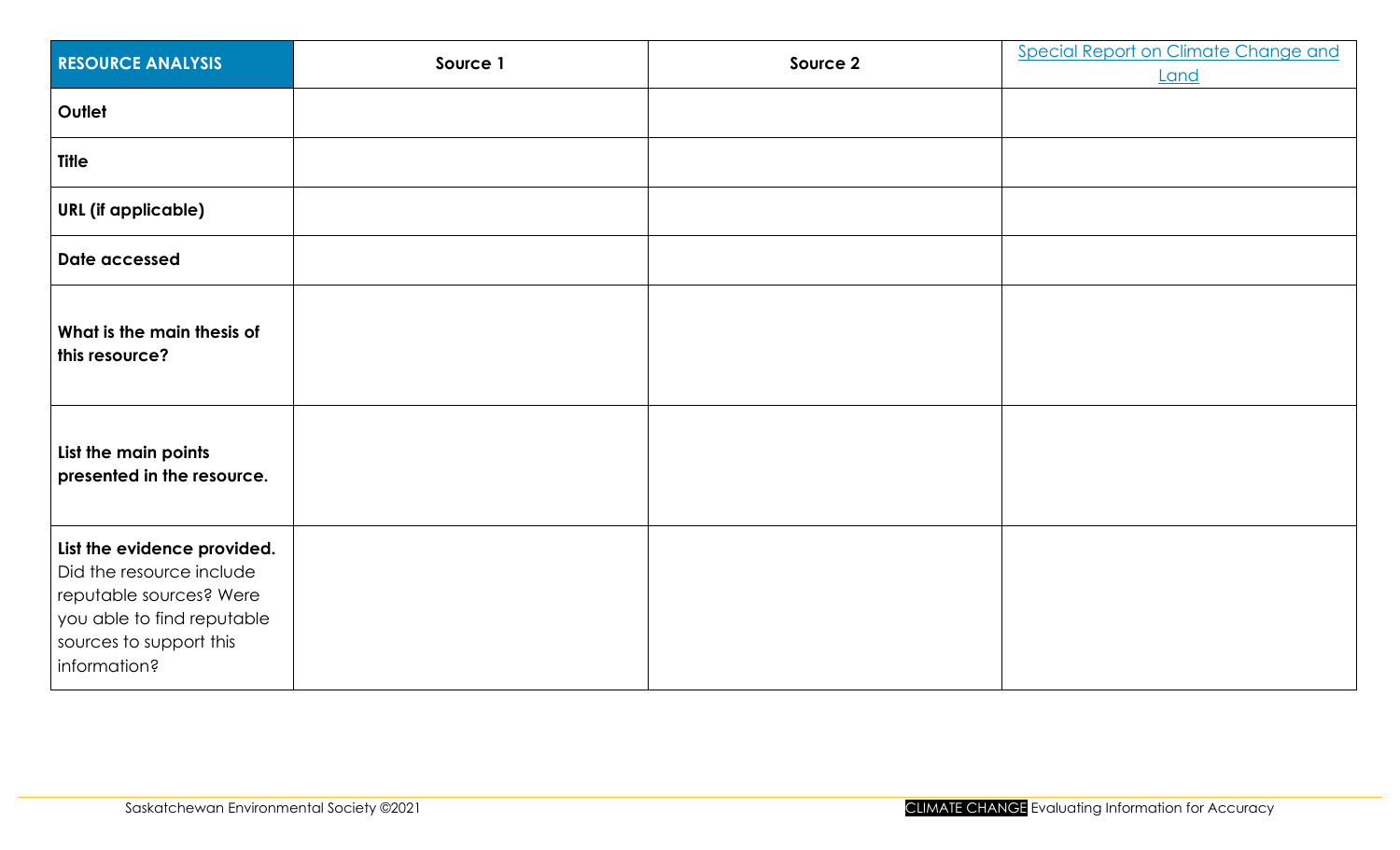| RESOURCE ANALYSIS | Source 1 | Source 2 | Special Report on Climate Change and Land |
|---|---|---|---|
| **Outlet** | | | |
| **Title** | | | |
| **URL (if applicable)** | | | |
| **Date accessed** | | | |
| **What is the main thesis of this resource?** | | | |
| **List the main points presented in the resource.** | | | |
| **List the evidence provided.** Did the resource include reputable sources? Were you able to find reputable sources to support this information? | | | |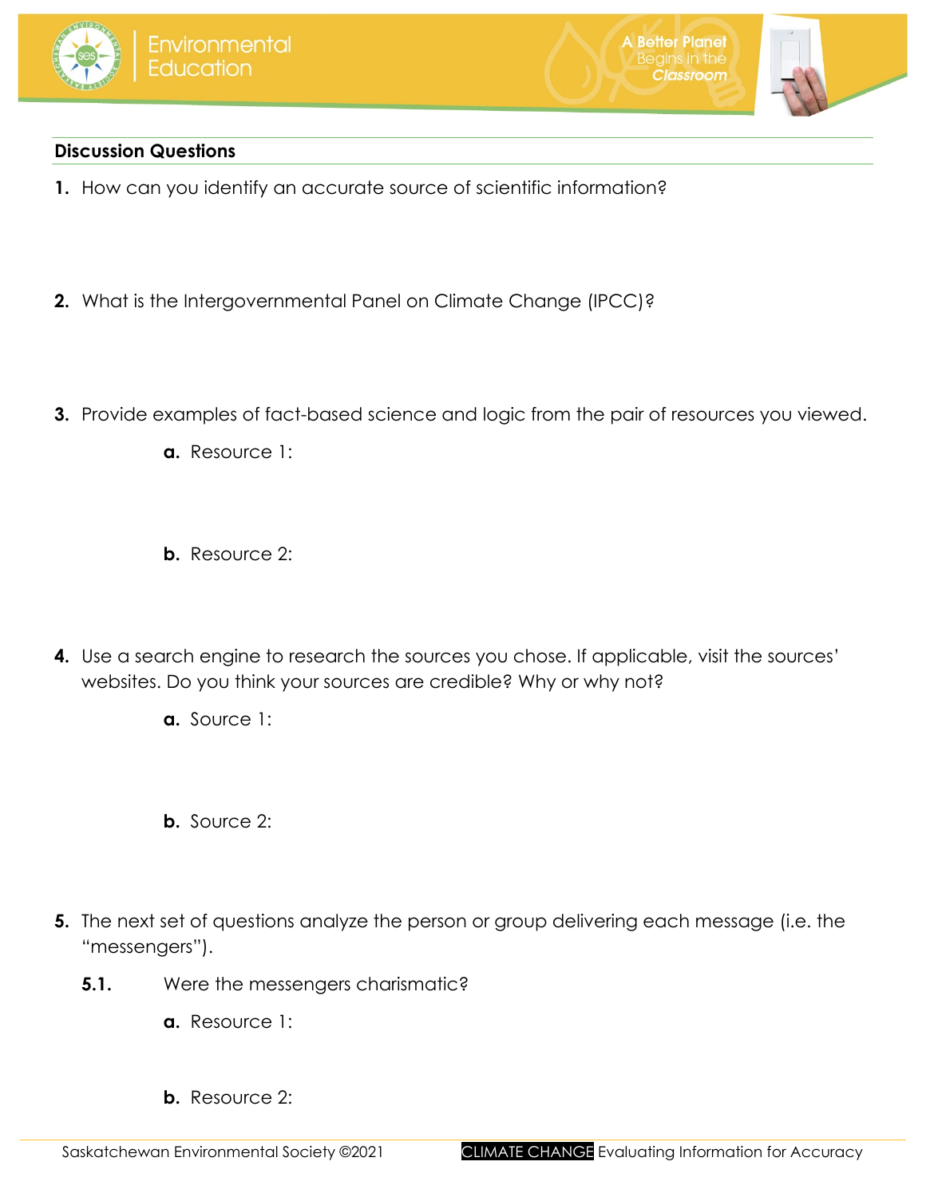## Discussion Questions

1. How can you identify an accurate source of scientific information?

2. What is the Intergovernmental Panel on Climate Change (IPCC)?

3. Provide examples of fact-based science and logic from the pair of resources you viewed.

    a. Resource 1:

    b. Resource 2:

4. Use a search engine to research the sources you chose. If applicable, visit the sources' websites. Do you think your sources are credible? Why or why not?

    a. Source 1:

    b. Source 2:

5. The next set of questions analyze the person or group delivering each message (i.e. the "messengers").

    **5.1.** Were the messengers charismatic?

    a. Resource 1:

    b. Resource 2: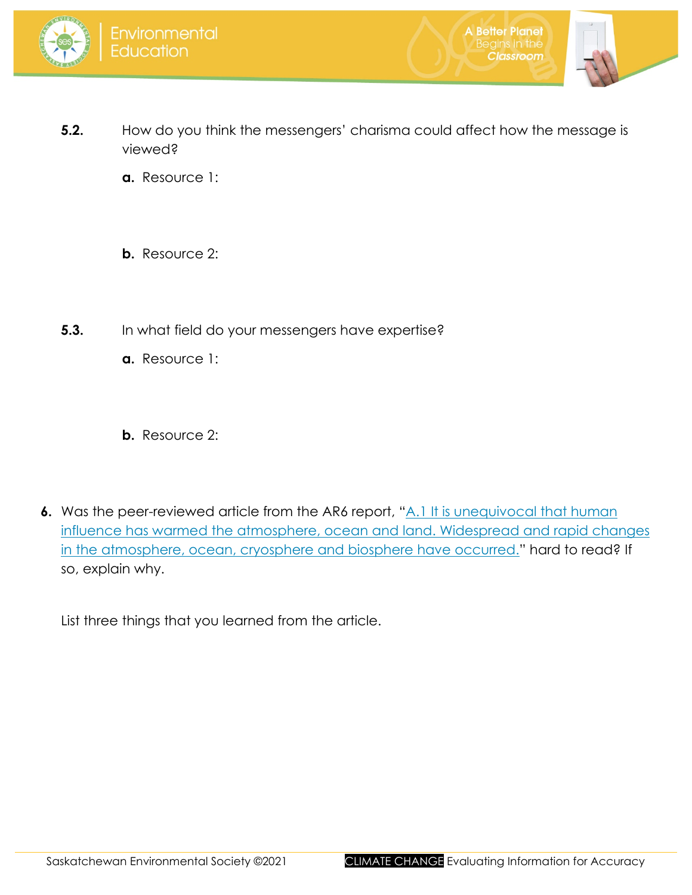**5.2.** How do you think the messengers' charisma could affect how the message is viewed?

**a.** Resource 1:

**b.** Resource 2:

**5.3.** In what field do your messengers have expertise?

**a.** Resource 1:

**b.** Resource 2:

**6.** Was the peer-reviewed article from the AR6 report, "A.1 It is unequivocal that human influence has warmed the atmosphere, ocean and land. Widespread and rapid changes in the atmosphere, ocean, cryosphere and biosphere have occurred." hard to read? If so, explain why.

List three things that you learned from the article.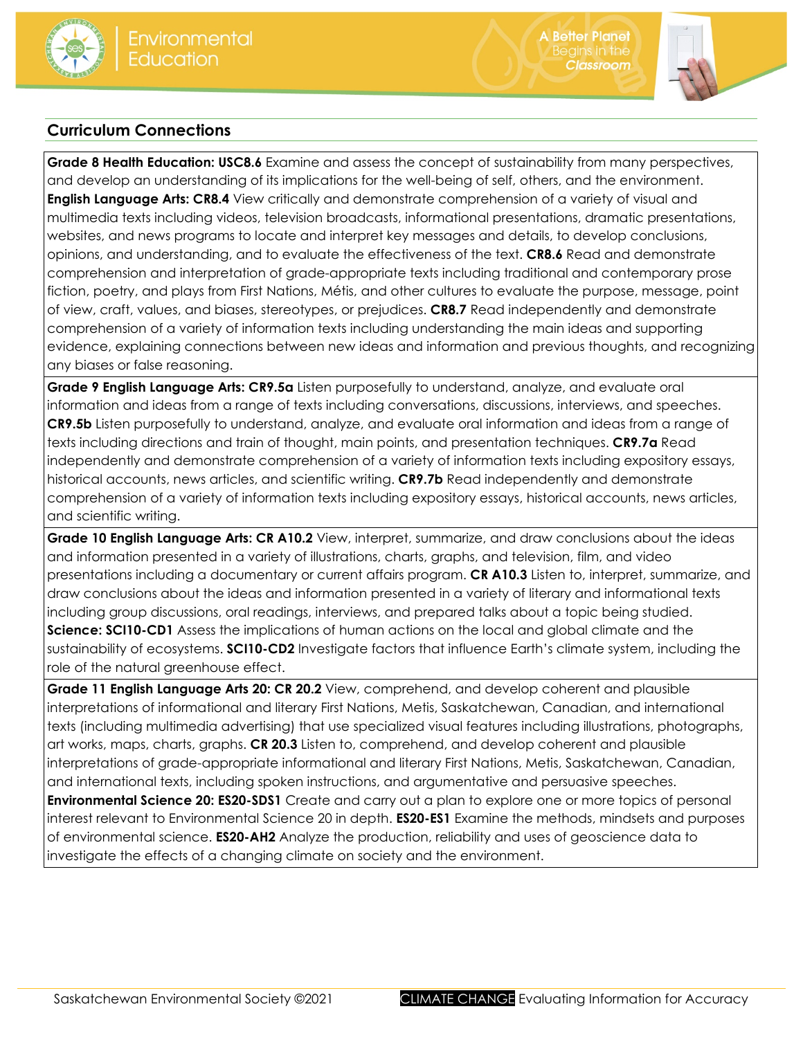## Curriculum Connections

| |
|---|
| **Grade 8 Health Education: USC8.6** Examine and assess the concept of sustainability from many perspectives, and develop an understanding of its implications for the well-being of self, others, and the environment. **English Language Arts: CR8.4** View critically and demonstrate comprehension of a variety of visual and multimedia texts including videos, television broadcasts, informational presentations, dramatic presentations, websites, and news programs to locate and interpret key messages and details, to develop conclusions, opinions, and understanding, and to evaluate the effectiveness of the text. **CR8.6** Read and demonstrate comprehension and interpretation of grade-appropriate texts including traditional and contemporary prose fiction, poetry, and plays from First Nations, Métis, and other cultures to evaluate the purpose, message, point of view, craft, values, and biases, stereotypes, or prejudices. **CR8.7** Read independently and demonstrate comprehension of a variety of information texts including understanding the main ideas and supporting evidence, explaining connections between new ideas and information and previous thoughts, and recognizing any biases or false reasoning. |
| **Grade 9 English Language Arts: CR9.5a** Listen purposefully to understand, analyze, and evaluate oral information and ideas from a range of texts including conversations, discussions, interviews, and speeches. **CR9.5b** Listen purposefully to understand, analyze, and evaluate oral information and ideas from a range of texts including directions and train of thought, main points, and presentation techniques. **CR9.7a** Read independently and demonstrate comprehension of a variety of information texts including expository essays, historical accounts, news articles, and scientific writing. **CR9.7b** Read independently and demonstrate comprehension of a variety of information texts including expository essays, historical accounts, news articles, and scientific writing. |
| **Grade 10 English Language Arts: CR A10.2** View, interpret, summarize, and draw conclusions about the ideas and information presented in a variety of illustrations, charts, graphs, and television, film, and video presentations including a documentary or current affairs program. **CR A10.3** Listen to, interpret, summarize, and draw conclusions about the ideas and information presented in a variety of literary and informational texts including group discussions, oral readings, interviews, and prepared talks about a topic being studied. **Science: SCI10-CD1** Assess the implications of human actions on the local and global climate and the sustainability of ecosystems. **SCI10-CD2** Investigate factors that influence Earth's climate system, including the role of the natural greenhouse effect. |
| **Grade 11 English Language Arts 20: CR 20.2** View, comprehend, and develop coherent and plausible interpretations of informational and literary First Nations, Metis, Saskatchewan, Canadian, and international texts (including multimedia advertising) that use specialized visual features including illustrations, photographs, art works, maps, charts, graphs. **CR 20.3** Listen to, comprehend, and develop coherent and plausible interpretations of grade-appropriate informational and literary First Nations, Metis, Saskatchewan, Canadian, and international texts, including spoken instructions, and argumentative and persuasive speeches. **Environmental Science 20: ES20-SDS1** Create and carry out a plan to explore one or more topics of personal interest relevant to Environmental Science 20 in depth. **ES20-ES1** Examine the methods, mindsets and purposes of environmental science. **ES20-AH2** Analyze the production, reliability and uses of geoscience data to investigate the effects of a changing climate on society and the environment. |